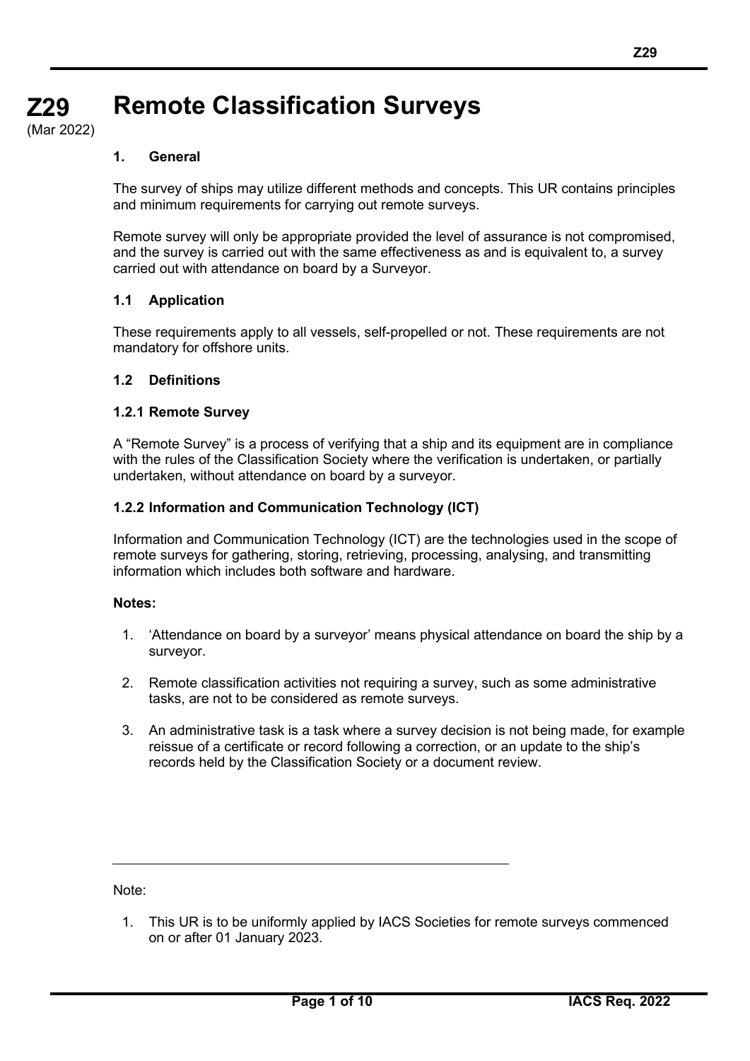# Z29 Remote Classification Surveys

(Mar 2022)

## 1. General

The survey of ships may utilize different methods and concepts. This UR contains principles and minimum requirements for carrying out remote surveys.

Remote survey will only be appropriate provided the level of assurance is not compromised, and the survey is carried out with the same effectiveness as and is equivalent to, a survey carried out with attendance on board by a Surveyor.

### 1.1 Application

These requirements apply to all vessels, self-propelled or not. These requirements are not mandatory for offshore units.

### 1.2 Definitions

#### 1.2.1 Remote Survey

A "Remote Survey" is a process of verifying that a ship and its equipment are in compliance with the rules of the Classification Society where the verification is undertaken, or partially undertaken, without attendance on board by a surveyor.

#### 1.2.2 Information and Communication Technology (ICT)

Information and Communication Technology (ICT) are the technologies used in the scope of remote surveys for gathering, storing, retrieving, processing, analysing, and transmitting information which includes both software and hardware.

**Notes:**

1. 'Attendance on board by a surveyor' means physical attendance on board the ship by a surveyor.
2. Remote classification activities not requiring a survey, such as some administrative tasks, are not to be considered as remote surveys.
3. An administrative task is a task where a survey decision is not being made, for example reissue of a certificate or record following a correction, or an update to the ship's records held by the Classification Society or a document review.

---

Note:

1. This UR is to be uniformly applied by IACS Societies for remote surveys commenced on or after 01 January 2023.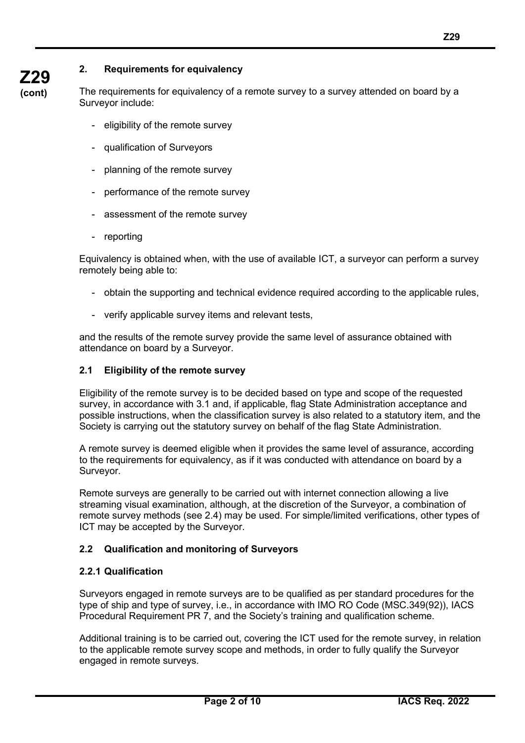## 2. Requirements for equivalency

The requirements for equivalency of a remote survey to a survey attended on board by a Surveyor include:

- eligibility of the remote survey
- qualification of Surveyors
- planning of the remote survey
- performance of the remote survey
- assessment of the remote survey
- reporting

Equivalency is obtained when, with the use of available ICT, a surveyor can perform a survey remotely being able to:

- obtain the supporting and technical evidence required according to the applicable rules,
- verify applicable survey items and relevant tests,

and the results of the remote survey provide the same level of assurance obtained with attendance on board by a Surveyor.

### 2.1 Eligibility of the remote survey

Eligibility of the remote survey is to be decided based on type and scope of the requested survey, in accordance with 3.1 and, if applicable, flag State Administration acceptance and possible instructions, when the classification survey is also related to a statutory item, and the Society is carrying out the statutory survey on behalf of the flag State Administration.

A remote survey is deemed eligible when it provides the same level of assurance, according to the requirements for equivalency, as if it was conducted with attendance on board by a Surveyor.

Remote surveys are generally to be carried out with internet connection allowing a live streaming visual examination, although, at the discretion of the Surveyor, a combination of remote survey methods (see 2.4) may be used. For simple/limited verifications, other types of ICT may be accepted by the Surveyor.

### 2.2 Qualification and monitoring of Surveyors

#### 2.2.1 Qualification

Surveyors engaged in remote surveys are to be qualified as per standard procedures for the type of ship and type of survey, i.e., in accordance with IMO RO Code (MSC.349(92)), IACS Procedural Requirement PR 7, and the Society's training and qualification scheme.

Additional training is to be carried out, covering the ICT used for the remote survey, in relation to the applicable remote survey scope and methods, in order to fully qualify the Surveyor engaged in remote surveys.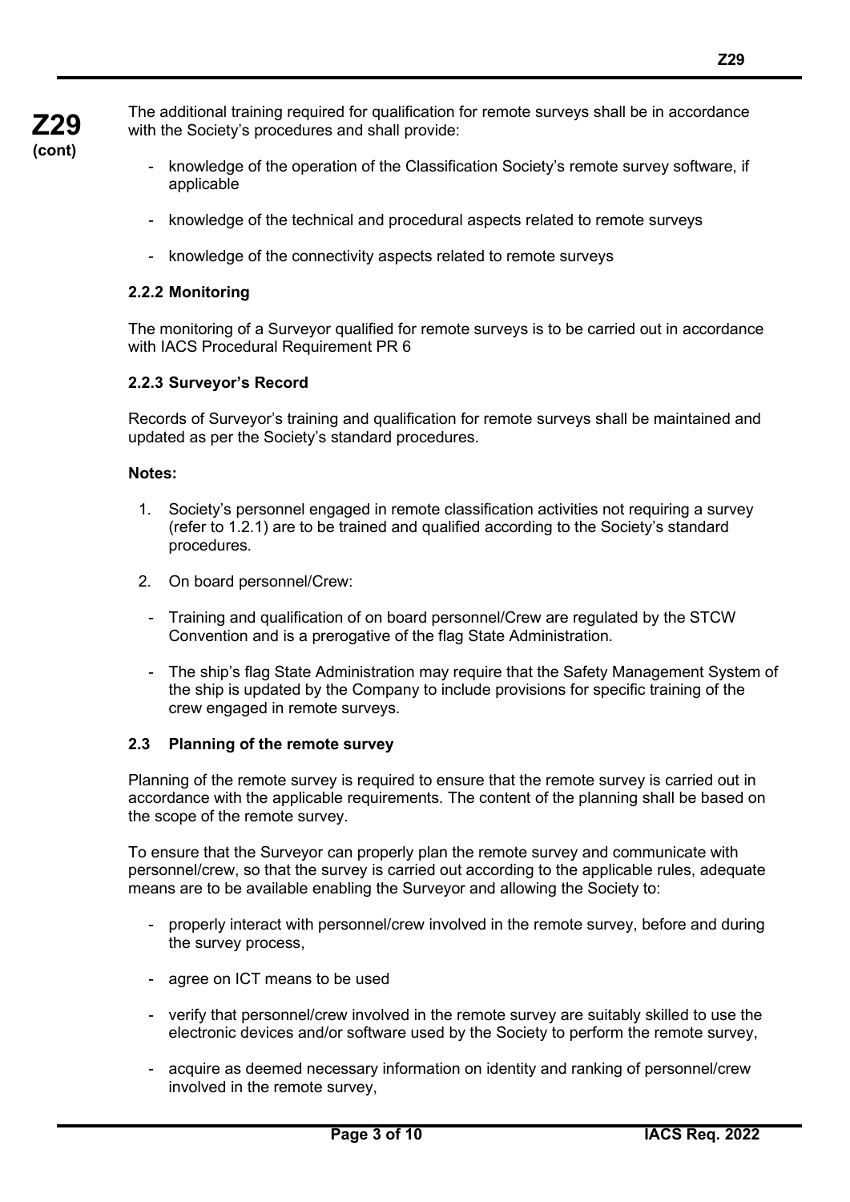The additional training required for qualification for remote surveys shall be in accordance with the Society's procedures and shall provide:

- knowledge of the operation of the Classification Society's remote survey software, if applicable
- knowledge of the technical and procedural aspects related to remote surveys
- knowledge of the connectivity aspects related to remote surveys

#### 2.2.2 Monitoring

The monitoring of a Surveyor qualified for remote surveys is to be carried out in accordance with IACS Procedural Requirement PR 6

#### 2.2.3 Surveyor's Record

Records of Surveyor's training and qualification for remote surveys shall be maintained and updated as per the Society's standard procedures.

**Notes:**

1. Society's personnel engaged in remote classification activities not requiring a survey (refer to 1.2.1) are to be trained and qualified according to the Society's standard procedures.
2. On board personnel/Crew:
   - Training and qualification of on board personnel/Crew are regulated by the STCW Convention and is a prerogative of the flag State Administration.
   - The ship's flag State Administration may require that the Safety Management System of the ship is updated by the Company to include provisions for specific training of the crew engaged in remote surveys.

### 2.3 Planning of the remote survey

Planning of the remote survey is required to ensure that the remote survey is carried out in accordance with the applicable requirements. The content of the planning shall be based on the scope of the remote survey.

To ensure that the Surveyor can properly plan the remote survey and communicate with personnel/crew, so that the survey is carried out according to the applicable rules, adequate means are to be available enabling the Surveyor and allowing the Society to:

- properly interact with personnel/crew involved in the remote survey, before and during the survey process,
- agree on ICT means to be used
- verify that personnel/crew involved in the remote survey are suitably skilled to use the electronic devices and/or software used by the Society to perform the remote survey,
- acquire as deemed necessary information on identity and ranking of personnel/crew involved in the remote survey,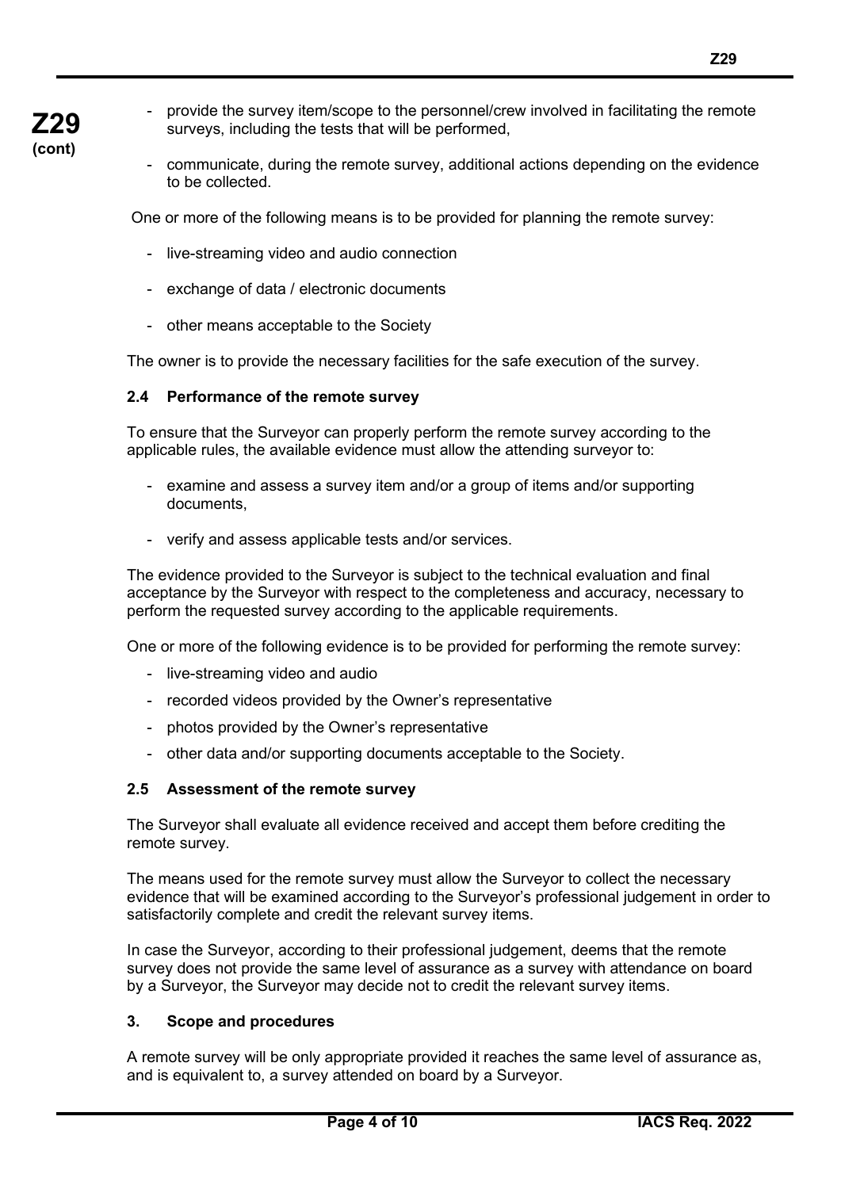- provide the survey item/scope to the personnel/crew involved in facilitating the remote surveys, including the tests that will be performed,
- communicate, during the remote survey, additional actions depending on the evidence to be collected.

One or more of the following means is to be provided for planning the remote survey:

- live-streaming video and audio connection
- exchange of data / electronic documents
- other means acceptable to the Society

The owner is to provide the necessary facilities for the safe execution of the survey.

### 2.4 Performance of the remote survey

To ensure that the Surveyor can properly perform the remote survey according to the applicable rules, the available evidence must allow the attending surveyor to:

- examine and assess a survey item and/or a group of items and/or supporting documents,
- verify and assess applicable tests and/or services.

The evidence provided to the Surveyor is subject to the technical evaluation and final acceptance by the Surveyor with respect to the completeness and accuracy, necessary to perform the requested survey according to the applicable requirements.

One or more of the following evidence is to be provided for performing the remote survey:

- live-streaming video and audio
- recorded videos provided by the Owner's representative
- photos provided by the Owner's representative
- other data and/or supporting documents acceptable to the Society.

### 2.5 Assessment of the remote survey

The Surveyor shall evaluate all evidence received and accept them before crediting the remote survey.

The means used for the remote survey must allow the Surveyor to collect the necessary evidence that will be examined according to the Surveyor's professional judgement in order to satisfactorily complete and credit the relevant survey items.

In case the Surveyor, according to their professional judgement, deems that the remote survey does not provide the same level of assurance as a survey with attendance on board by a Surveyor, the Surveyor may decide not to credit the relevant survey items.

## 3. Scope and procedures

A remote survey will be only appropriate provided it reaches the same level of assurance as, and is equivalent to, a survey attended on board by a Surveyor.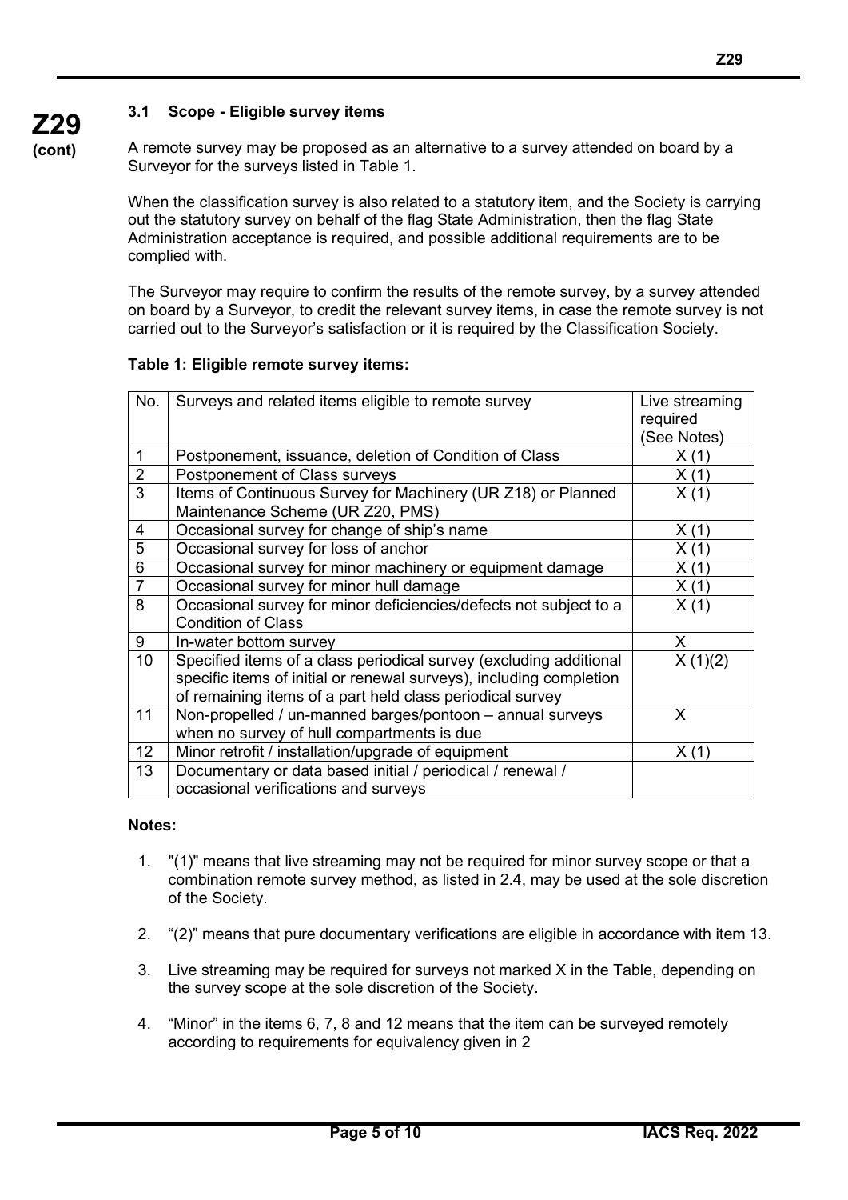### 3.1 Scope - Eligible survey items

A remote survey may be proposed as an alternative to a survey attended on board by a Surveyor for the surveys listed in Table 1.

When the classification survey is also related to a statutory item, and the Society is carrying out the statutory survey on behalf of the flag State Administration, then the flag State Administration acceptance is required, and possible additional requirements are to be complied with.

The Surveyor may require to confirm the results of the remote survey, by a survey attended on board by a Surveyor, to credit the relevant survey items, in case the remote survey is not carried out to the Surveyor's satisfaction or it is required by the Classification Society.

**Table 1: Eligible remote survey items:**

| No. | Surveys and related items eligible to remote survey | Live streaming required (See Notes) |
|---|---|---|
| 1 | Postponement, issuance, deletion of Condition of Class | X (1) |
| 2 | Postponement of Class surveys | X (1) |
| 3 | Items of Continuous Survey for Machinery (UR Z18) or Planned Maintenance Scheme (UR Z20, PMS) | X (1) |
| 4 | Occasional survey for change of ship's name | X (1) |
| 5 | Occasional survey for loss of anchor | X (1) |
| 6 | Occasional survey for minor machinery or equipment damage | X (1) |
| 7 | Occasional survey for minor hull damage | X (1) |
| 8 | Occasional survey for minor deficiencies/defects not subject to a Condition of Class | X (1) |
| 9 | In-water bottom survey | X |
| 10 | Specified items of a class periodical survey (excluding additional specific items of initial or renewal surveys), including completion of remaining items of a part held class periodical survey | X (1)(2) |
| 11 | Non-propelled / un-manned barges/pontoon – annual surveys when no survey of hull compartments is due | X |
| 12 | Minor retrofit / installation/upgrade of equipment | X (1) |
| 13 | Documentary or data based initial / periodical / renewal / occasional verifications and surveys | |

**Notes:**

1. "(1)" means that live streaming may not be required for minor survey scope or that a combination remote survey method, as listed in 2.4, may be used at the sole discretion of the Society.

2. "(2)" means that pure documentary verifications are eligible in accordance with item 13.

3. Live streaming may be required for surveys not marked X in the Table, depending on the survey scope at the sole discretion of the Society.

4. "Minor" in the items 6, 7, 8 and 12 means that the item can be surveyed remotely according to requirements for equivalency given in 2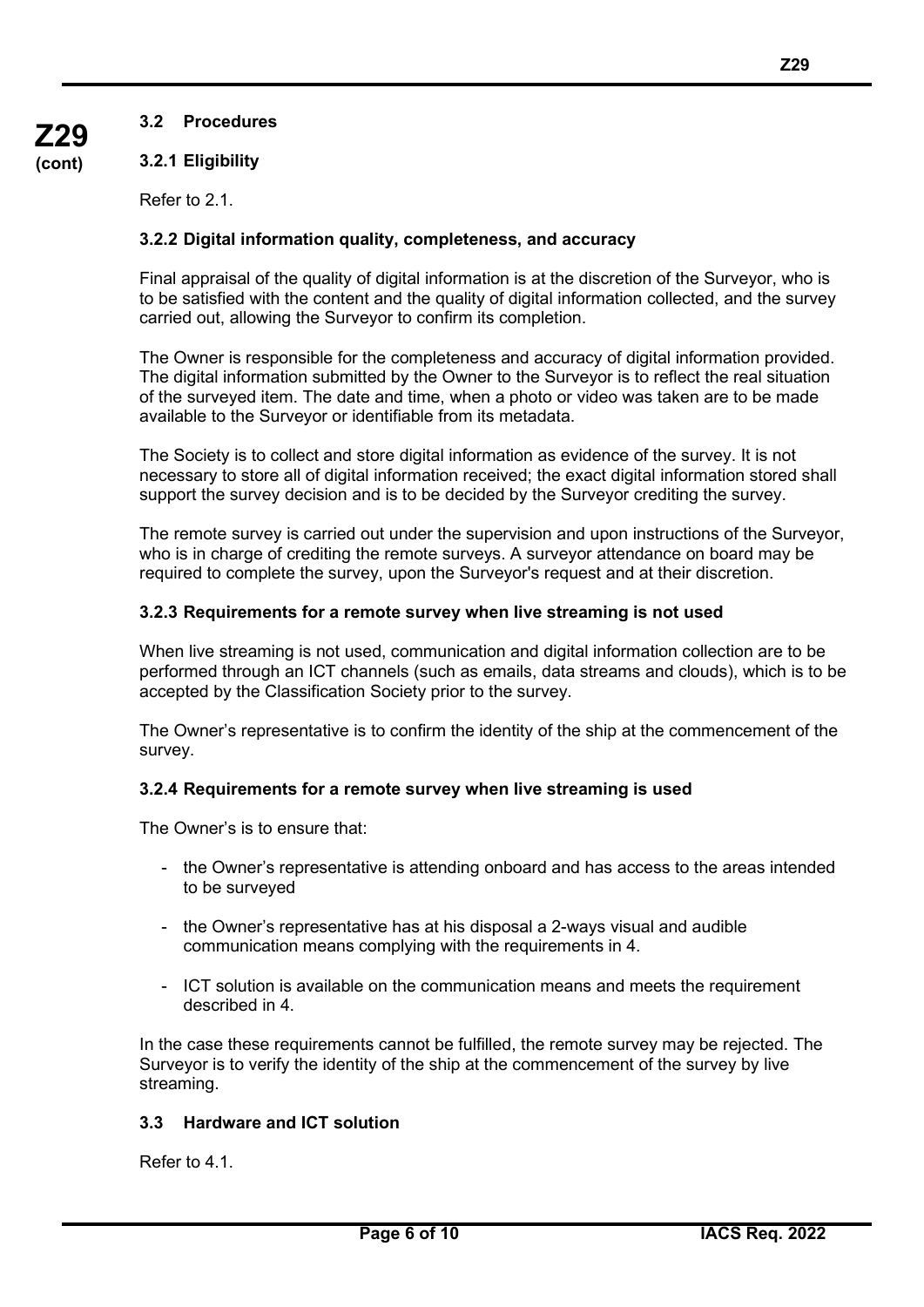### 3.2 Procedures

#### 3.2.1 Eligibility

Refer to 2.1.

#### 3.2.2 Digital information quality, completeness, and accuracy

Final appraisal of the quality of digital information is at the discretion of the Surveyor, who is to be satisfied with the content and the quality of digital information collected, and the survey carried out, allowing the Surveyor to confirm its completion.

The Owner is responsible for the completeness and accuracy of digital information provided. The digital information submitted by the Owner to the Surveyor is to reflect the real situation of the surveyed item. The date and time, when a photo or video was taken are to be made available to the Surveyor or identifiable from its metadata.

The Society is to collect and store digital information as evidence of the survey. It is not necessary to store all of digital information received; the exact digital information stored shall support the survey decision and is to be decided by the Surveyor crediting the survey.

The remote survey is carried out under the supervision and upon instructions of the Surveyor, who is in charge of crediting the remote surveys. A surveyor attendance on board may be required to complete the survey, upon the Surveyor's request and at their discretion.

#### 3.2.3 Requirements for a remote survey when live streaming is not used

When live streaming is not used, communication and digital information collection are to be performed through an ICT channels (such as emails, data streams and clouds), which is to be accepted by the Classification Society prior to the survey.

The Owner's representative is to confirm the identity of the ship at the commencement of the survey.

#### 3.2.4 Requirements for a remote survey when live streaming is used

The Owner's is to ensure that:

- the Owner's representative is attending onboard and has access to the areas intended to be surveyed
- the Owner's representative has at his disposal a 2-ways visual and audible communication means complying with the requirements in 4.
- ICT solution is available on the communication means and meets the requirement described in 4.

In the case these requirements cannot be fulfilled, the remote survey may be rejected. The Surveyor is to verify the identity of the ship at the commencement of the survey by live streaming.

### 3.3 Hardware and ICT solution

Refer to 4.1.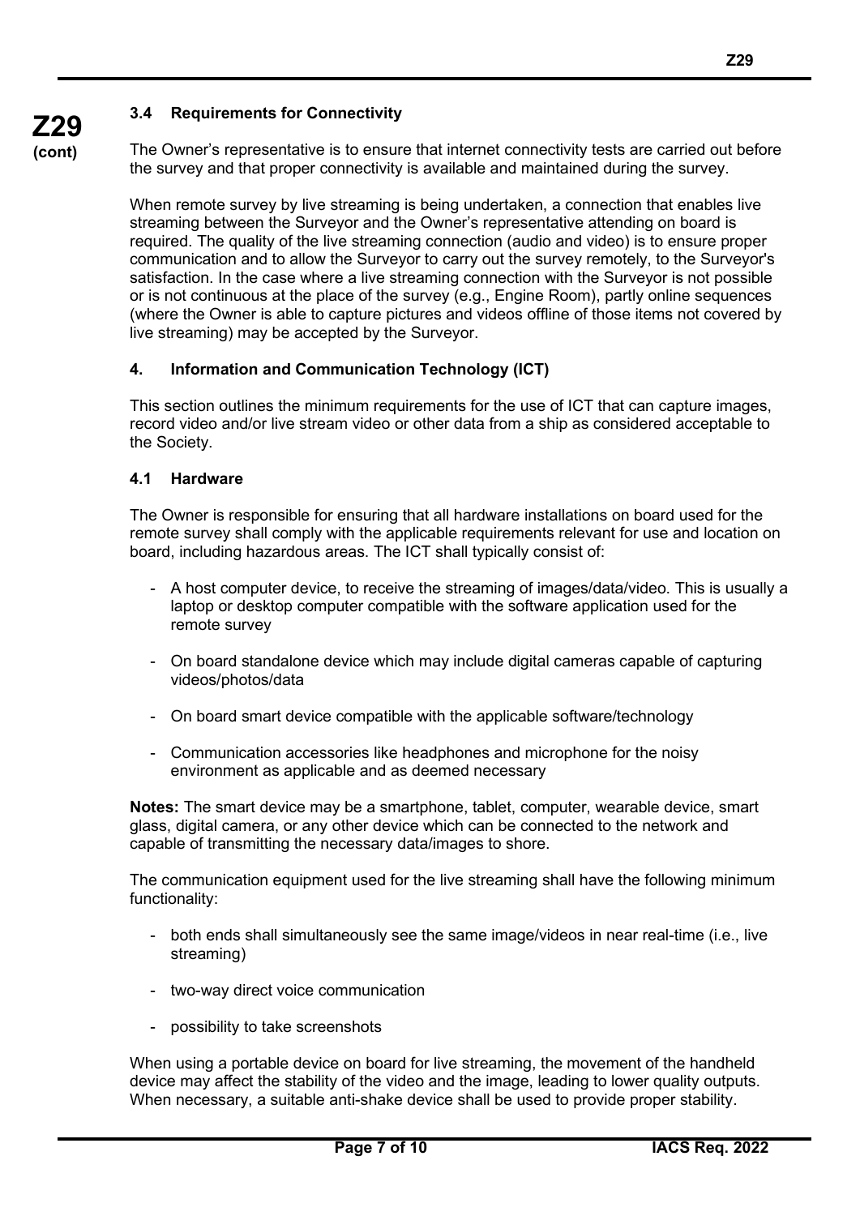### 3.4 Requirements for Connectivity

The Owner's representative is to ensure that internet connectivity tests are carried out before the survey and that proper connectivity is available and maintained during the survey.

When remote survey by live streaming is being undertaken, a connection that enables live streaming between the Surveyor and the Owner's representative attending on board is required. The quality of the live streaming connection (audio and video) is to ensure proper communication and to allow the Surveyor to carry out the survey remotely, to the Surveyor's satisfaction. In the case where a live streaming connection with the Surveyor is not possible or is not continuous at the place of the survey (e.g., Engine Room), partly online sequences (where the Owner is able to capture pictures and videos offline of those items not covered by live streaming) may be accepted by the Surveyor.

## 4. Information and Communication Technology (ICT)

This section outlines the minimum requirements for the use of ICT that can capture images, record video and/or live stream video or other data from a ship as considered acceptable to the Society.

### 4.1 Hardware

The Owner is responsible for ensuring that all hardware installations on board used for the remote survey shall comply with the applicable requirements relevant for use and location on board, including hazardous areas. The ICT shall typically consist of:

- A host computer device, to receive the streaming of images/data/video. This is usually a laptop or desktop computer compatible with the software application used for the remote survey
- On board standalone device which may include digital cameras capable of capturing videos/photos/data
- On board smart device compatible with the applicable software/technology
- Communication accessories like headphones and microphone for the noisy environment as applicable and as deemed necessary

**Notes:** The smart device may be a smartphone, tablet, computer, wearable device, smart glass, digital camera, or any other device which can be connected to the network and capable of transmitting the necessary data/images to shore.

The communication equipment used for the live streaming shall have the following minimum functionality:

- both ends shall simultaneously see the same image/videos in near real-time (i.e., live streaming)
- two-way direct voice communication
- possibility to take screenshots

When using a portable device on board for live streaming, the movement of the handheld device may affect the stability of the video and the image, leading to lower quality outputs. When necessary, a suitable anti-shake device shall be used to provide proper stability.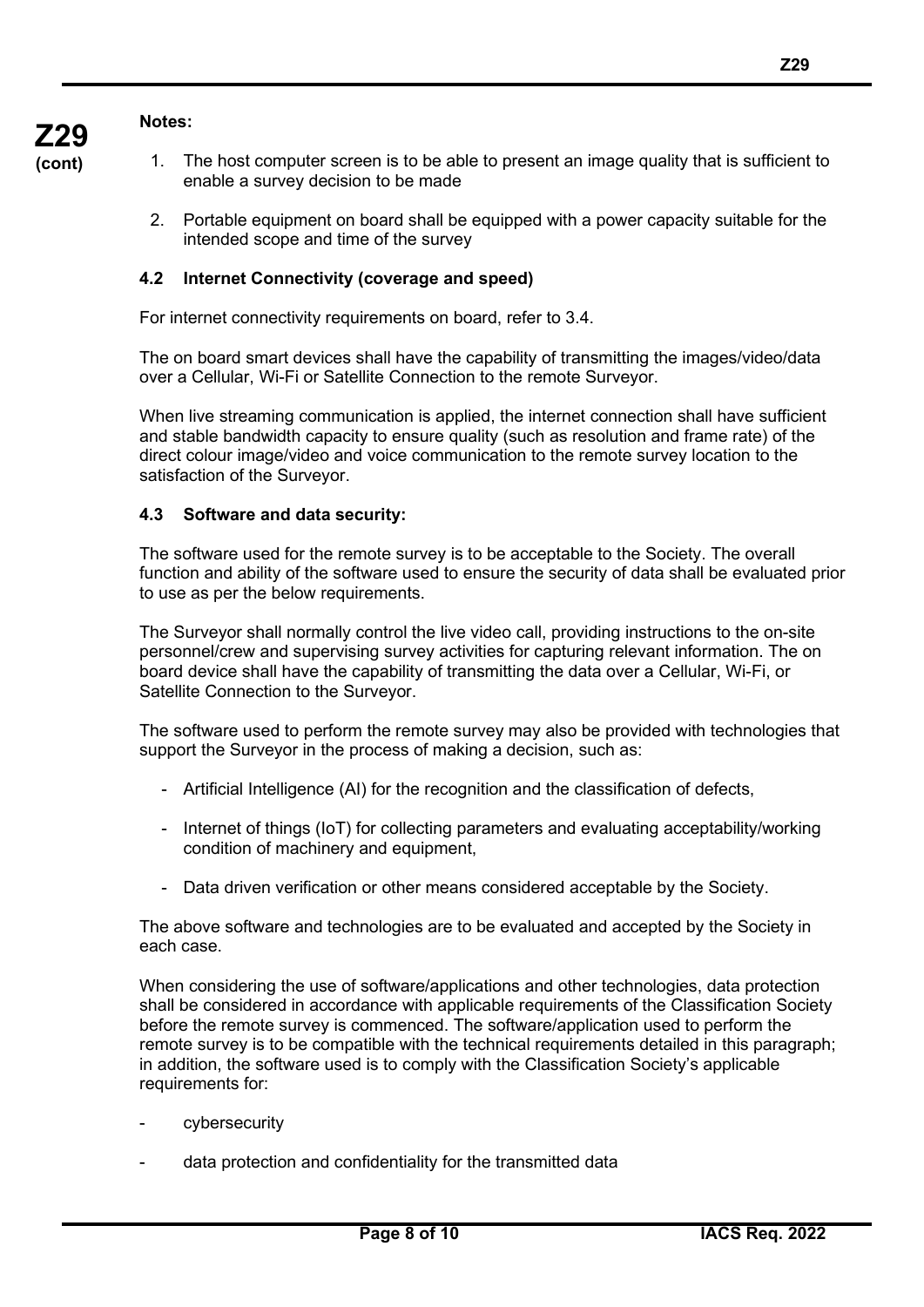**Notes:**

1. The host computer screen is to be able to present an image quality that is sufficient to enable a survey decision to be made
2. Portable equipment on board shall be equipped with a power capacity suitable for the intended scope and time of the survey

### 4.2 Internet Connectivity (coverage and speed)

For internet connectivity requirements on board, refer to 3.4.

The on board smart devices shall have the capability of transmitting the images/video/data over a Cellular, Wi-Fi or Satellite Connection to the remote Surveyor.

When live streaming communication is applied, the internet connection shall have sufficient and stable bandwidth capacity to ensure quality (such as resolution and frame rate) of the direct colour image/video and voice communication to the remote survey location to the satisfaction of the Surveyor.

### 4.3 Software and data security:

The software used for the remote survey is to be acceptable to the Society. The overall function and ability of the software used to ensure the security of data shall be evaluated prior to use as per the below requirements.

The Surveyor shall normally control the live video call, providing instructions to the on-site personnel/crew and supervising survey activities for capturing relevant information. The on board device shall have the capability of transmitting the data over a Cellular, Wi-Fi, or Satellite Connection to the Surveyor.

The software used to perform the remote survey may also be provided with technologies that support the Surveyor in the process of making a decision, such as:

- Artificial Intelligence (AI) for the recognition and the classification of defects,
- Internet of things (IoT) for collecting parameters and evaluating acceptability/working condition of machinery and equipment,
- Data driven verification or other means considered acceptable by the Society.

The above software and technologies are to be evaluated and accepted by the Society in each case.

When considering the use of software/applications and other technologies, data protection shall be considered in accordance with applicable requirements of the Classification Society before the remote survey is commenced. The software/application used to perform the remote survey is to be compatible with the technical requirements detailed in this paragraph; in addition, the software used is to comply with the Classification Society's applicable requirements for:

- cybersecurity
- data protection and confidentiality for the transmitted data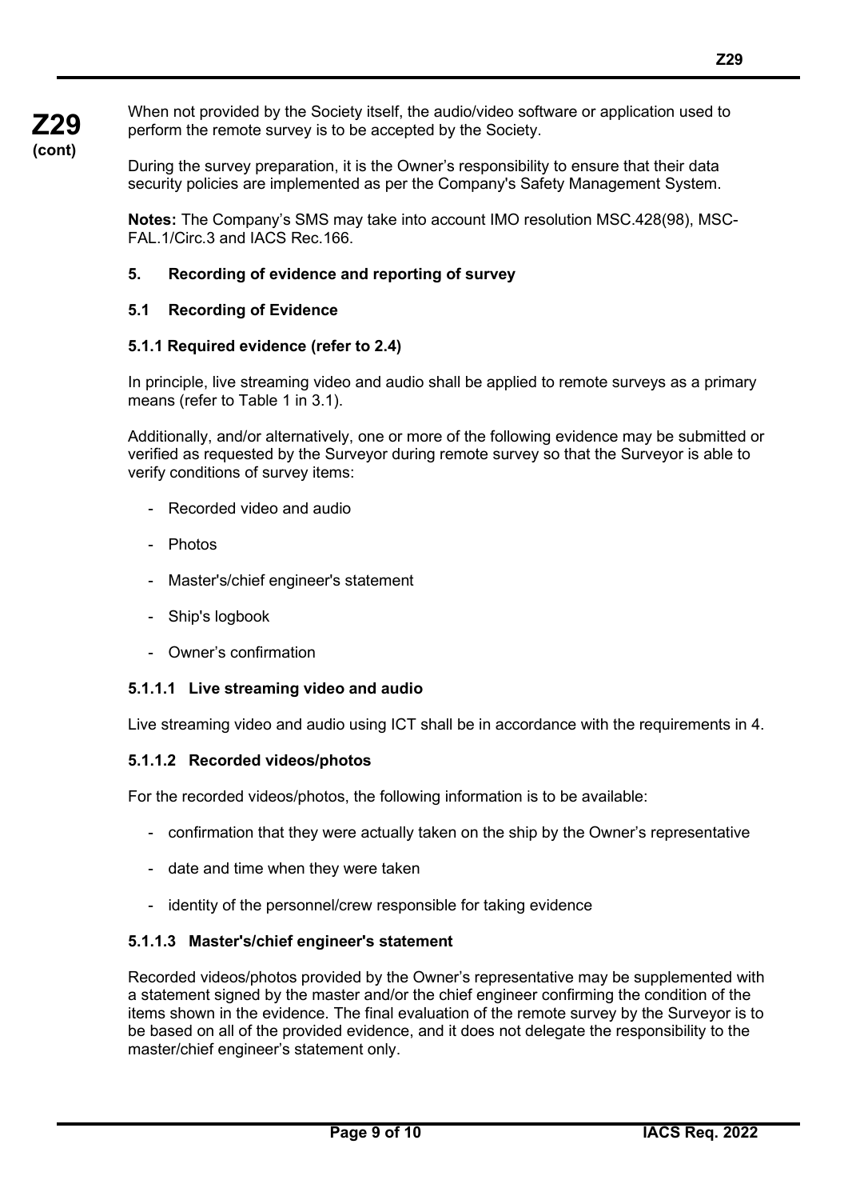When not provided by the Society itself, the audio/video software or application used to perform the remote survey is to be accepted by the Society.

During the survey preparation, it is the Owner's responsibility to ensure that their data security policies are implemented as per the Company's Safety Management System.

**Notes:** The Company's SMS may take into account IMO resolution MSC.428(98), MSC-FAL.1/Circ.3 and IACS Rec.166.

## 5. Recording of evidence and reporting of survey

### 5.1 Recording of Evidence

#### 5.1.1 Required evidence (refer to 2.4)

In principle, live streaming video and audio shall be applied to remote surveys as a primary means (refer to Table 1 in 3.1).

Additionally, and/or alternatively, one or more of the following evidence may be submitted or verified as requested by the Surveyor during remote survey so that the Surveyor is able to verify conditions of survey items:

- Recorded video and audio
- Photos
- Master's/chief engineer's statement
- Ship's logbook
- Owner's confirmation

#### 5.1.1.1 Live streaming video and audio

Live streaming video and audio using ICT shall be in accordance with the requirements in 4.

#### 5.1.1.2 Recorded videos/photos

For the recorded videos/photos, the following information is to be available:

- confirmation that they were actually taken on the ship by the Owner's representative
- date and time when they were taken
- identity of the personnel/crew responsible for taking evidence

#### 5.1.1.3 Master's/chief engineer's statement

Recorded videos/photos provided by the Owner's representative may be supplemented with a statement signed by the master and/or the chief engineer confirming the condition of the items shown in the evidence. The final evaluation of the remote survey by the Surveyor is to be based on all of the provided evidence, and it does not delegate the responsibility to the master/chief engineer's statement only.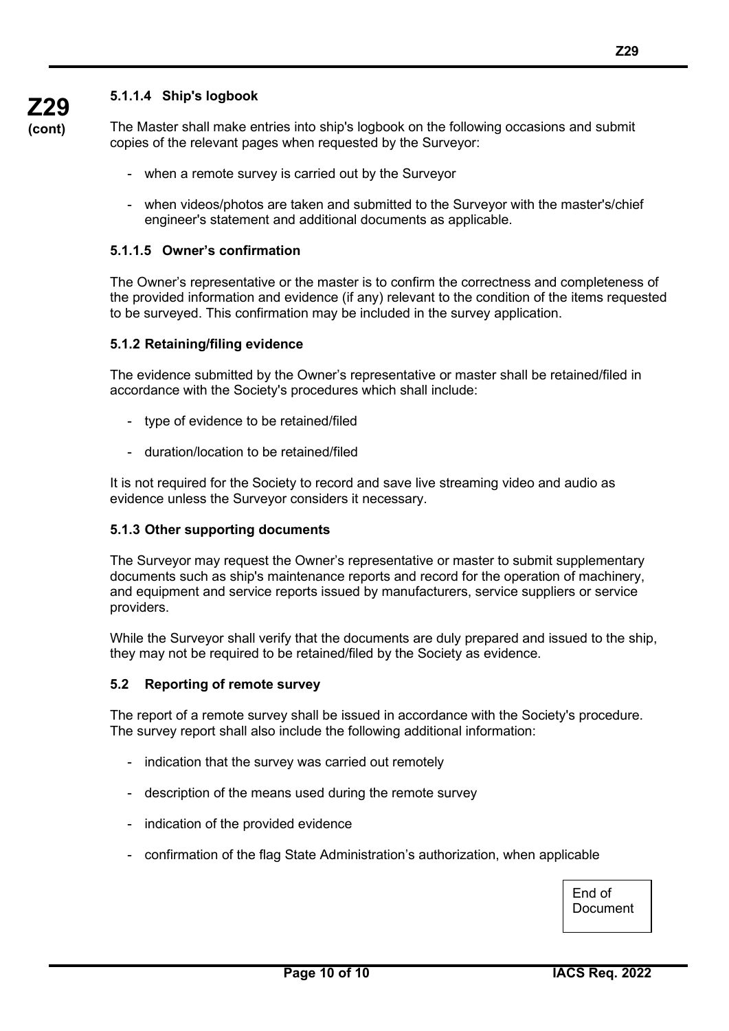#### 5.1.1.4 Ship's logbook

The Master shall make entries into ship's logbook on the following occasions and submit copies of the relevant pages when requested by the Surveyor:

- when a remote survey is carried out by the Surveyor
- when videos/photos are taken and submitted to the Surveyor with the master's/chief engineer's statement and additional documents as applicable.

#### 5.1.1.5 Owner's confirmation

The Owner's representative or the master is to confirm the correctness and completeness of the provided information and evidence (if any) relevant to the condition of the items requested to be surveyed. This confirmation may be included in the survey application.

### 5.1.2 Retaining/filing evidence

The evidence submitted by the Owner's representative or master shall be retained/filed in accordance with the Society's procedures which shall include:

- type of evidence to be retained/filed
- duration/location to be retained/filed

It is not required for the Society to record and save live streaming video and audio as evidence unless the Surveyor considers it necessary.

### 5.1.3 Other supporting documents

The Surveyor may request the Owner's representative or master to submit supplementary documents such as ship's maintenance reports and record for the operation of machinery, and equipment and service reports issued by manufacturers, service suppliers or service providers.

While the Surveyor shall verify that the documents are duly prepared and issued to the ship, they may not be required to be retained/filed by the Society as evidence.

## 5.2 Reporting of remote survey

The report of a remote survey shall be issued in accordance with the Society's procedure. The survey report shall also include the following additional information:

- indication that the survey was carried out remotely
- description of the means used during the remote survey
- indication of the provided evidence
- confirmation of the flag State Administration's authorization, when applicable

End of Document